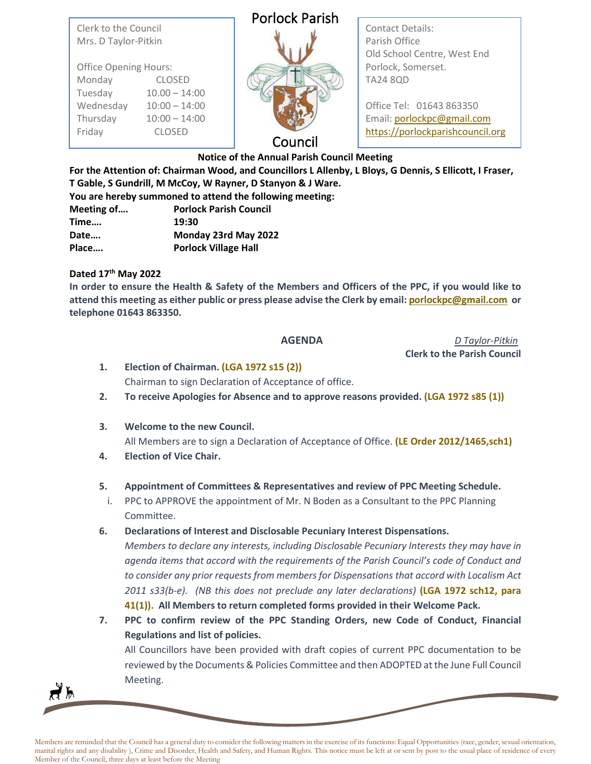Clerk to the Council
Mrs. D Taylor-Pitkin

Office Opening Hours:

| | |
|---|---|
| Monday | CLOSED |
| Tuesday | 10.00 – 14:00 |
| Wednesday | 10:00 – 14:00 |
| Thursday | 10:00 – 14:00 |
| Friday | CLOSED |

# Porlock Parish Council

Contact Details:
Parish Office
Old School Centre, West End
Porlock, Somerset.
TA24 8QD

Office Tel: 01643 863350
Email: porlockpc@gmail.com
https://porlockparishcouncil.org

**Notice of the Annual Parish Council Meeting**

**For the Attention of: Chairman Wood, and Councillors L Allenby, L Bloys, G Dennis, S Ellicott, I Fraser, T Gable, S Gundrill, M McCoy, W Rayner, D Stanyon & J Ware.**

**You are hereby summoned to attend the following meeting:**

| | |
|---|---|
| **Meeting of….** | **Porlock Parish Council** |
| **Time….** | **19:30** |
| **Date….** | **Monday 23rd May 2022** |
| **Place….** | **Porlock Village Hall** |

**Dated 17th May 2022**

**In order to ensure the Health & Safety of the Members and Officers of the PPC, if you would like to attend this meeting as either public or press please advise the Clerk by email: porlockpc@gmail.com or telephone 01643 863350.**

## AGENDA

*D Taylor-Pitkin*
**Clerk to the Parish Council**

1. **Election of Chairman. (LGA 1972 s15 (2))**
   Chairman to sign Declaration of Acceptance of office.
2. **To receive Apologies for Absence and to approve reasons provided. (LGA 1972 s85 (1))**
3. **Welcome to the new Council.**
   All Members are to sign a Declaration of Acceptance of Office. **(LE Order 2012/1465,sch1)**
4. **Election of Vice Chair.**
5. **Appointment of Committees & Representatives and review of PPC Meeting Schedule.**
   i. PPC to APPROVE the appointment of Mr. N Boden as a Consultant to the PPC Planning Committee.
6. **Declarations of Interest and Disclosable Pecuniary Interest Dispensations.**
   *Members to declare any interests, including Disclosable Pecuniary Interests they may have in agenda items that accord with the requirements of the Parish Council's code of Conduct and to consider any prior requests from members for Dispensations that accord with Localism Act 2011 s33(b-e). (NB this does not preclude any later declarations)* **(LGA 1972 sch12, para 41(1)). All Members to return completed forms provided in their Welcome Pack.**
7. **PPC to confirm review of the PPC Standing Orders, new Code of Conduct, Financial Regulations and list of policies.**
   All Councillors have been provided with draft copies of current PPC documentation to be reviewed by the Documents & Policies Committee and then ADOPTED at the June Full Council Meeting.

Members are reminded that the Council has a general duty to consider the following matters in the exercise of its functions: Equal Opportunities (race, gender, sexual orientation, marital rights and any disability ), Crime and Disorder, Health and Safety, and Human Rights. This notice must be left at or sent by post to the usual place of residence of every Member of the Council, three days at least before the Meeting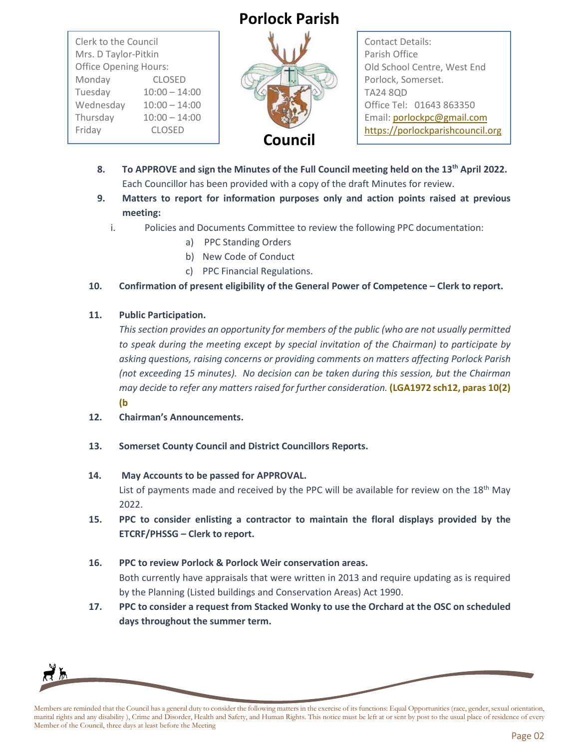# Porlock Parish Council

Clerk to the Council
Mrs. D Taylor-Pitkin
Office Opening Hours:

| Day | Hours |
|---|---|
| Monday | CLOSED |
| Tuesday | 10:00 – 14:00 |
| Wednesday | 10:00 – 14:00 |
| Thursday | 10:00 – 14:00 |
| Friday | CLOSED |

Contact Details:
Parish Office
Old School Centre, West End
Porlock, Somerset.
TA24 8QD
Office Tel: 01643 863350
Email: porlockpc@gmail.com
https://porlockparishcouncil.org

8. **To APPROVE and sign the Minutes of the Full Council meeting held on the 13th April 2022.** Each Councillor has been provided with a copy of the draft Minutes for review.

9. **Matters to report for information purposes only and action points raised at previous meeting:**
   i. Policies and Documents Committee to review the following PPC documentation:
      a) PPC Standing Orders
      b) New Code of Conduct
      c) PPC Financial Regulations.

10. **Confirmation of present eligibility of the General Power of Competence – Clerk to report.**

11. **Public Participation.**
    *This section provides an opportunity for members of the public (who are not usually permitted to speak during the meeting except by special invitation of the Chairman) to participate by asking questions, raising concerns or providing comments on matters affecting Porlock Parish (not exceeding 15 minutes). No decision can be taken during this session, but the Chairman may decide to refer any matters raised for further consideration.* **(LGA1972 sch12, paras 10(2) (b**

12. **Chairman's Announcements.**

13. **Somerset County Council and District Councillors Reports.**

14. **May Accounts to be passed for APPROVAL.**
    List of payments made and received by the PPC will be available for review on the 18th May 2022.

15. **PPC to consider enlisting a contractor to maintain the floral displays provided by the ETCRF/PHSSG – Clerk to report.**

16. **PPC to review Porlock & Porlock Weir conservation areas.**
    Both currently have appraisals that were written in 2013 and require updating as is required by the Planning (Listed buildings and Conservation Areas) Act 1990.

17. **PPC to consider a request from Stacked Wonky to use the Orchard at the OSC on scheduled days throughout the summer term.**

Members are reminded that the Council has a general duty to consider the following matters in the exercise of its functions: Equal Opportunities (race, gender, sexual orientation, marital rights and any disability ), Crime and Disorder, Health and Safety, and Human Rights. This notice must be left at or sent by post to the usual place of residence of every Member of the Council, three days at least before the Meeting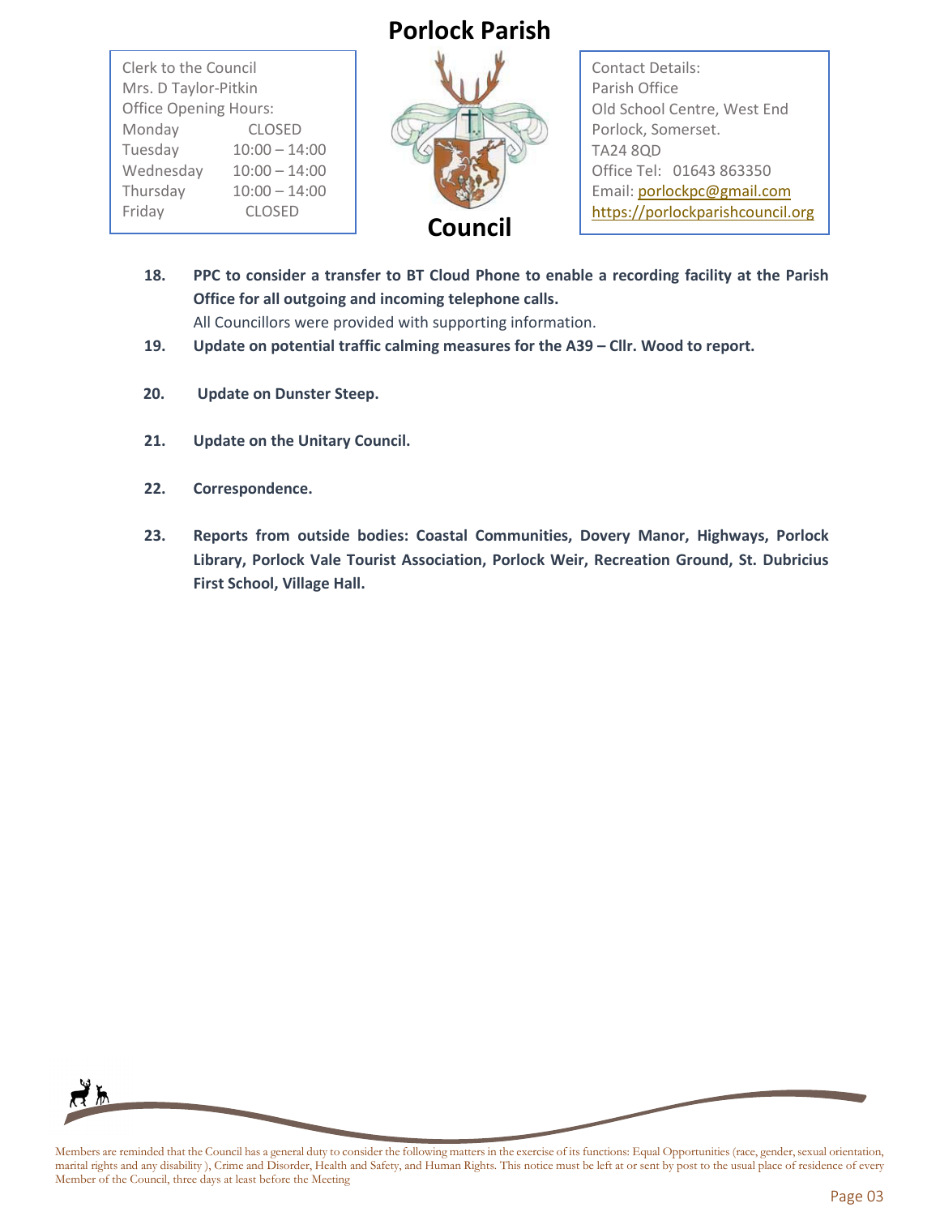# Porlock Parish Council

| | |
|---|---|
| Clerk to the Council | |
| Mrs. D Taylor-Pitkin | |
| Office Opening Hours: | |
| Monday | CLOSED |
| Tuesday | 10:00 – 14:00 |
| Wednesday | 10:00 – 14:00 |
| Thursday | 10:00 – 14:00 |
| Friday | CLOSED |

Contact Details:
Parish Office
Old School Centre, West End
Porlock, Somerset.
TA24 8QD
Office Tel: 01643 863350
Email: porlockpc@gmail.com
https://porlockparishcouncil.org

**18. PPC to consider a transfer to BT Cloud Phone to enable a recording facility at the Parish Office for all outgoing and incoming telephone calls.**
All Councillors were provided with supporting information.

**19. Update on potential traffic calming measures for the A39 – Cllr. Wood to report.**

**20. Update on Dunster Steep.**

**21. Update on the Unitary Council.**

**22. Correspondence.**

**23. Reports from outside bodies: Coastal Communities, Dovery Manor, Highways, Porlock Library, Porlock Vale Tourist Association, Porlock Weir, Recreation Ground, St. Dubricius First School, Village Hall.**

Members are reminded that the Council has a general duty to consider the following matters in the exercise of its functions: Equal Opportunities (race, gender, sexual orientation, marital rights and any disability ), Crime and Disorder, Health and Safety, and Human Rights. This notice must be left at or sent by post to the usual place of residence of every Member of the Council, three days at least before the Meeting